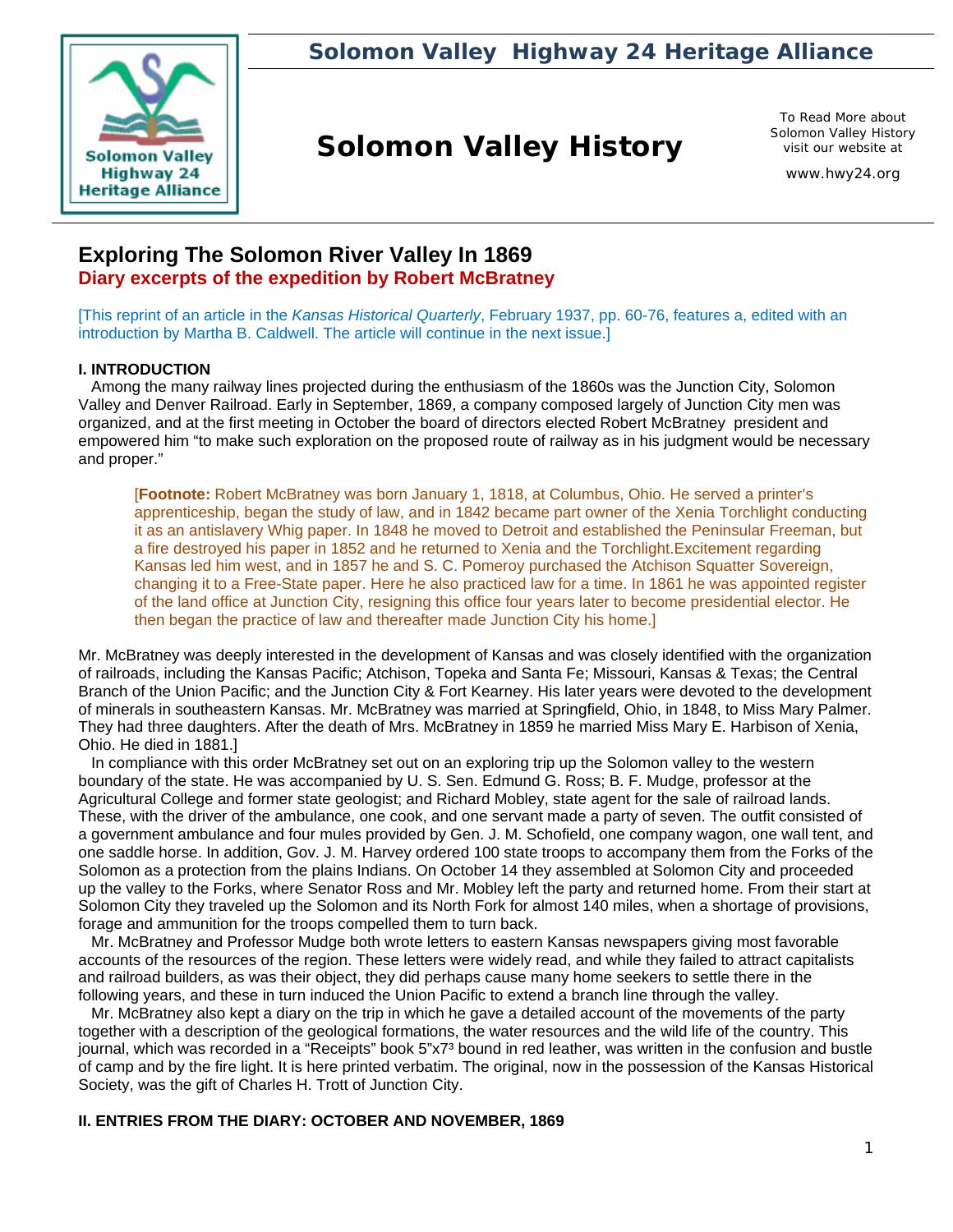**Solomon Valley Highway 24 Heritage Alliance**

# Solomon Valley History

To Read More about Solomon Valley History visit our website at

www.hwy24.org

## Exploring The Solomon River Valley In 1869

### Diary excerpts of the expedition by Robert McBratney

[This reprint of an article in the *Kansas Historical Quarterly*, February 1937, pp. 60-76, features a, edited with an introduction by Martha B. Caldwell. The article will continue in the next issue.]

**I. INTRODUCTION**

Among the many railway lines projected during the enthusiasm of the 1860s was the Junction City, Solomon Valley and Denver Railroad. Early in September, 1869, a company composed largely of Junction City men was organized, and at the first meeting in October the board of directors elected Robert McBratney president and empowered him "to make such exploration on the proposed route of railway as in his judgment would be necessary and proper."

> [**Footnote:** Robert McBratney was born January 1, 1818, at Columbus, Ohio. He served a printer's apprenticeship, began the study of law, and in 1842 became part owner of the Xenia Torchlight conducting it as an antislavery Whig paper. In 1848 he moved to Detroit and established the Peninsular Freeman, but a fire destroyed his paper in 1852 and he returned to Xenia and the Torchlight.Excitement regarding Kansas led him west, and in 1857 he and S. C. Pomeroy purchased the Atchison Squatter Sovereign, changing it to a Free-State paper. Here he also practiced law for a time. In 1861 he was appointed register of the land office at Junction City, resigning this office four years later to become presidential elector. He then began the practice of law and thereafter made Junction City his home.]

Mr. McBratney was deeply interested in the development of Kansas and was closely identified with the organization of railroads, including the Kansas Pacific; Atchison, Topeka and Santa Fe; Missouri, Kansas & Texas; the Central Branch of the Union Pacific; and the Junction City & Fort Kearney. His later years were devoted to the development of minerals in southeastern Kansas. Mr. McBratney was married at Springfield, Ohio, in 1848, to Miss Mary Palmer. They had three daughters. After the death of Mrs. McBratney in 1859 he married Miss Mary E. Harbison of Xenia, Ohio. He died in 1881.]

In compliance with this order McBratney set out on an exploring trip up the Solomon valley to the western boundary of the state. He was accompanied by U. S. Sen. Edmund G. Ross; B. F. Mudge, professor at the Agricultural College and former state geologist; and Richard Mobley, state agent for the sale of railroad lands. These, with the driver of the ambulance, one cook, and one servant made a party of seven. The outfit consisted of a government ambulance and four mules provided by Gen. J. M. Schofield, one company wagon, one wall tent, and one saddle horse. In addition, Gov. J. M. Harvey ordered 100 state troops to accompany them from the Forks of the Solomon as a protection from the plains Indians. On October 14 they assembled at Solomon City and proceeded up the valley to the Forks, where Senator Ross and Mr. Mobley left the party and returned home. From their start at Solomon City they traveled up the Solomon and its North Fork for almost 140 miles, when a shortage of provisions, forage and ammunition for the troops compelled them to turn back.

Mr. McBratney and Professor Mudge both wrote letters to eastern Kansas newspapers giving most favorable accounts of the resources of the region. These letters were widely read, and while they failed to attract capitalists and railroad builders, as was their object, they did perhaps cause many home seekers to settle there in the following years, and these in turn induced the Union Pacific to extend a branch line through the valley.

Mr. McBratney also kept a diary on the trip in which he gave a detailed account of the movements of the party together with a description of the geological formations, the water resources and the wild life of the country. This journal, which was recorded in a "Receipts" book 5"x7³ bound in red leather, was written in the confusion and bustle of camp and by the fire light. It is here printed verbatim. The original, now in the possession of the Kansas Historical Society, was the gift of Charles H. Trott of Junction City.

**II. ENTRIES FROM THE DIARY: OCTOBER AND NOVEMBER, 1869**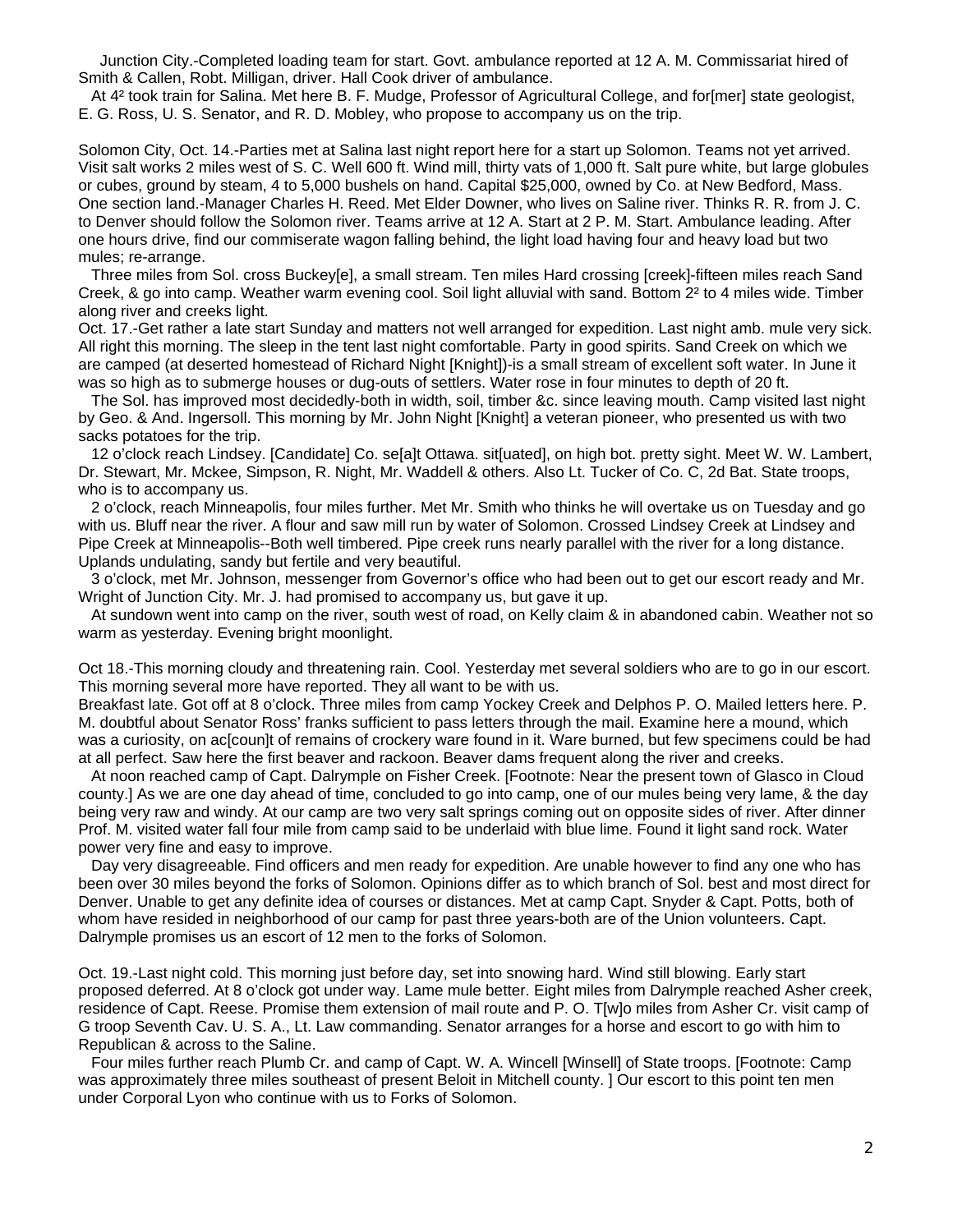Junction City.-Completed loading team for start. Govt. ambulance reported at 12 A. M. Commissariat hired of Smith & Callen, Robt. Milligan, driver. Hall Cook driver of ambulance.

At 4² took train for Salina. Met here B. F. Mudge, Professor of Agricultural College, and for[mer] state geologist, E. G. Ross, U. S. Senator, and R. D. Mobley, who propose to accompany us on the trip.

Solomon City, Oct. 14.-Parties met at Salina last night report here for a start up Solomon. Teams not yet arrived. Visit salt works 2 miles west of S. C. Well 600 ft. Wind mill, thirty vats of 1,000 ft. Salt pure white, but large globules or cubes, ground by steam, 4 to 5,000 bushels on hand. Capital $25,000, owned by Co. at New Bedford, Mass. One section land.-Manager Charles H. Reed. Met Elder Downer, who lives on Saline river. Thinks R. R. from J. C. to Denver should follow the Solomon river. Teams arrive at 12 A. Start at 2 P. M. Start. Ambulance leading. After one hours drive, find our commiserate wagon falling behind, the light load having four and heavy load but two mules; re-arrange.

Three miles from Sol. cross Buckey[e], a small stream. Ten miles Hard crossing [creek]-fifteen miles reach Sand Creek, & go into camp. Weather warm evening cool. Soil light alluvial with sand. Bottom 2² to 4 miles wide. Timber along river and creeks light.

Oct. 17.-Get rather a late start Sunday and matters not well arranged for expedition. Last night amb. mule very sick. All right this morning. The sleep in the tent last night comfortable. Party in good spirits. Sand Creek on which we are camped (at deserted homestead of Richard Night [Knight])-is a small stream of excellent soft water. In June it was so high as to submerge houses or dug-outs of settlers. Water rose in four minutes to depth of 20 ft.

The Sol. has improved most decidedly-both in width, soil, timber &c. since leaving mouth. Camp visited last night by Geo. & And. Ingersoll. This morning by Mr. John Night [Knight] a veteran pioneer, who presented us with two sacks potatoes for the trip.

12 o'clock reach Lindsey. [Candidate] Co. se[a]t Ottawa. sit[uated], on high bot. pretty sight. Meet W. W. Lambert, Dr. Stewart, Mr. Mckee, Simpson, R. Night, Mr. Waddell & others. Also Lt. Tucker of Co. C, 2d Bat. State troops, who is to accompany us.

2 o'clock, reach Minneapolis, four miles further. Met Mr. Smith who thinks he will overtake us on Tuesday and go with us. Bluff near the river. A flour and saw mill run by water of Solomon. Crossed Lindsey Creek at Lindsey and Pipe Creek at Minneapolis--Both well timbered. Pipe creek runs nearly parallel with the river for a long distance. Uplands undulating, sandy but fertile and very beautiful.

3 o'clock, met Mr. Johnson, messenger from Governor's office who had been out to get our escort ready and Mr. Wright of Junction City. Mr. J. had promised to accompany us, but gave it up.

At sundown went into camp on the river, south west of road, on Kelly claim & in abandoned cabin. Weather not so warm as yesterday. Evening bright moonlight.

Oct 18.-This morning cloudy and threatening rain. Cool. Yesterday met several soldiers who are to go in our escort. This morning several more have reported. They all want to be with us.

Breakfast late. Got off at 8 o'clock. Three miles from camp Yockey Creek and Delphos P. O. Mailed letters here. P. M. doubtful about Senator Ross' franks sufficient to pass letters through the mail. Examine here a mound, which was a curiosity, on ac[coun]t of remains of crockery ware found in it. Ware burned, but few specimens could be had at all perfect. Saw here the first beaver and rackoon. Beaver dams frequent along the river and creeks.

At noon reached camp of Capt. Dalrymple on Fisher Creek. [Footnote: Near the present town of Glasco in Cloud county.] As we are one day ahead of time, concluded to go into camp, one of our mules being very lame, & the day being very raw and windy. At our camp are two very salt springs coming out on opposite sides of river. After dinner Prof. M. visited water fall four mile from camp said to be underlaid with blue lime. Found it light sand rock. Water power very fine and easy to improve.

Day very disagreeable. Find officers and men ready for expedition. Are unable however to find any one who has been over 30 miles beyond the forks of Solomon. Opinions differ as to which branch of Sol. best and most direct for Denver. Unable to get any definite idea of courses or distances. Met at camp Capt. Snyder & Capt. Potts, both of whom have resided in neighborhood of our camp for past three years-both are of the Union volunteers. Capt. Dalrymple promises us an escort of 12 men to the forks of Solomon.

Oct. 19.-Last night cold. This morning just before day, set into snowing hard. Wind still blowing. Early start proposed deferred. At 8 o'clock got under way. Lame mule better. Eight miles from Dalrymple reached Asher creek, residence of Capt. Reese. Promise them extension of mail route and P. O. T[w]o miles from Asher Cr. visit camp of G troop Seventh Cav. U. S. A., Lt. Law commanding. Senator arranges for a horse and escort to go with him to Republican & across to the Saline.

Four miles further reach Plumb Cr. and camp of Capt. W. A. Wincell [Winsell] of State troops. [Footnote: Camp was approximately three miles southeast of present Beloit in Mitchell county. ] Our escort to this point ten men under Corporal Lyon who continue with us to Forks of Solomon.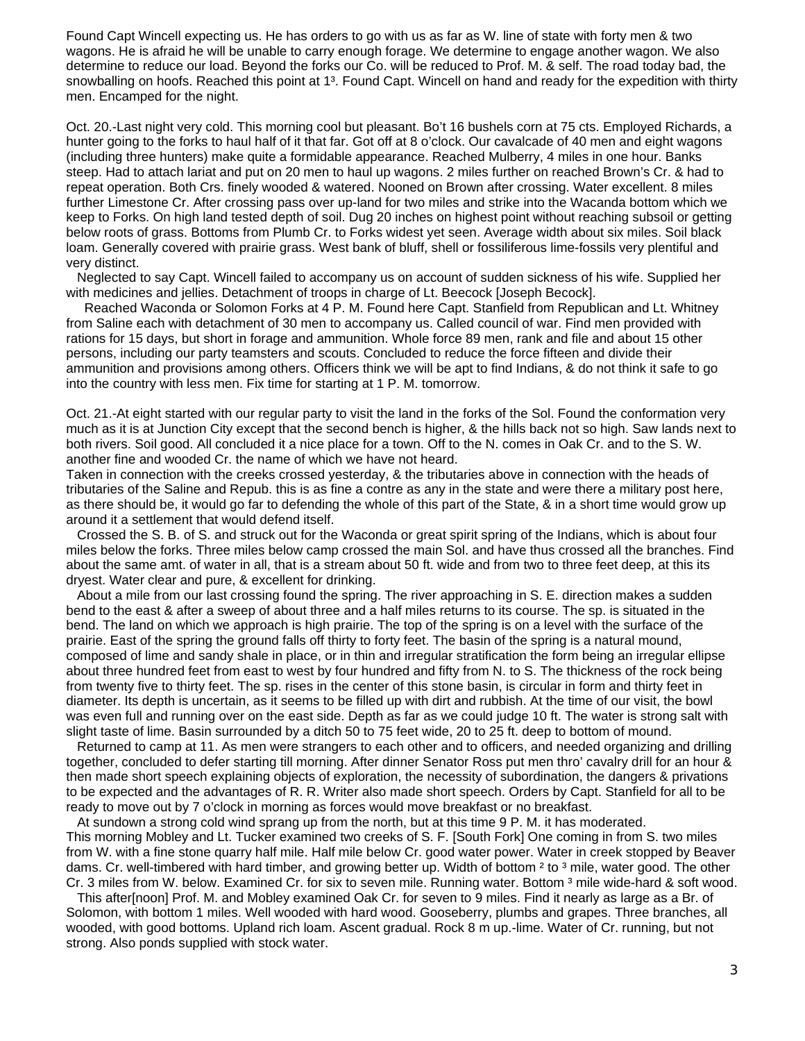Found Capt Wincell expecting us. He has orders to go with us as far as W. line of state with forty men & two wagons. He is afraid he will be unable to carry enough forage. We determine to engage another wagon. We also determine to reduce our load. Beyond the forks our Co. will be reduced to Prof. M. & self. The road today bad, the snowballing on hoofs. Reached this point at 1³. Found Capt. Wincell on hand and ready for the expedition with thirty men. Encamped for the night.

Oct. 20.-Last night very cold. This morning cool but pleasant. Bo't 16 bushels corn at 75 cts. Employed Richards, a hunter going to the forks to haul half of it that far. Got off at 8 o'clock. Our cavalcade of 40 men and eight wagons (including three hunters) make quite a formidable appearance. Reached Mulberry, 4 miles in one hour. Banks steep. Had to attach lariat and put on 20 men to haul up wagons. 2 miles further on reached Brown's Cr. & had to repeat operation. Both Crs. finely wooded & watered. Nooned on Brown after crossing. Water excellent. 8 miles further Limestone Cr. After crossing pass over up-land for two miles and strike into the Wacanda bottom which we keep to Forks. On high land tested depth of soil. Dug 20 inches on highest point without reaching subsoil or getting below roots of grass. Bottoms from Plumb Cr. to Forks widest yet seen. Average width about six miles. Soil black loam. Generally covered with prairie grass. West bank of bluff, shell or fossiliferous lime-fossils very plentiful and very distinct.

Neglected to say Capt. Wincell failed to accompany us on account of sudden sickness of his wife. Supplied her with medicines and jellies. Detachment of troops in charge of Lt. Beecock [Joseph Becock].

Reached Waconda or Solomon Forks at 4 P. M. Found here Capt. Stanfield from Republican and Lt. Whitney from Saline each with detachment of 30 men to accompany us. Called council of war. Find men provided with rations for 15 days, but short in forage and ammunition. Whole force 89 men, rank and file and about 15 other persons, including our party teamsters and scouts. Concluded to reduce the force fifteen and divide their ammunition and provisions among others. Officers think we will be apt to find Indians, & do not think it safe to go into the country with less men. Fix time for starting at 1 P. M. tomorrow.

Oct. 21.-At eight started with our regular party to visit the land in the forks of the Sol. Found the conformation very much as it is at Junction City except that the second bench is higher, & the hills back not so high. Saw lands next to both rivers. Soil good. All concluded it a nice place for a town. Off to the N. comes in Oak Cr. and to the S. W. another fine and wooded Cr. the name of which we have not heard.

Taken in connection with the creeks crossed yesterday, & the tributaries above in connection with the heads of tributaries of the Saline and Repub. this is as fine a contre as any in the state and were there a military post here, as there should be, it would go far to defending the whole of this part of the State, & in a short time would grow up around it a settlement that would defend itself.

Crossed the S. B. of S. and struck out for the Waconda or great spirit spring of the Indians, which is about four miles below the forks. Three miles below camp crossed the main Sol. and have thus crossed all the branches. Find about the same amt. of water in all, that is a stream about 50 ft. wide and from two to three feet deep, at this its dryest. Water clear and pure, & excellent for drinking.

About a mile from our last crossing found the spring. The river approaching in S. E. direction makes a sudden bend to the east & after a sweep of about three and a half miles returns to its course. The sp. is situated in the bend. The land on which we approach is high prairie. The top of the spring is on a level with the surface of the prairie. East of the spring the ground falls off thirty to forty feet. The basin of the spring is a natural mound, composed of lime and sandy shale in place, or in thin and irregular stratification the form being an irregular ellipse about three hundred feet from east to west by four hundred and fifty from N. to S. The thickness of the rock being from twenty five to thirty feet. The sp. rises in the center of this stone basin, is circular in form and thirty feet in diameter. Its depth is uncertain, as it seems to be filled up with dirt and rubbish. At the time of our visit, the bowl was even full and running over on the east side. Depth as far as we could judge 10 ft. The water is strong salt with slight taste of lime. Basin surrounded by a ditch 50 to 75 feet wide, 20 to 25 ft. deep to bottom of mound.

Returned to camp at 11. As men were strangers to each other and to officers, and needed organizing and drilling together, concluded to defer starting till morning. After dinner Senator Ross put men thro' cavalry drill for an hour & then made short speech explaining objects of exploration, the necessity of subordination, the dangers & privations to be expected and the advantages of R. R. Writer also made short speech. Orders by Capt. Stanfield for all to be ready to move out by 7 o'clock in morning as forces would move breakfast or no breakfast.

At sundown a strong cold wind sprang up from the north, but at this time 9 P. M. it has moderated.

This morning Mobley and Lt. Tucker examined two creeks of S. F. [South Fork] One coming in from S. two miles from W. with a fine stone quarry half mile. Half mile below Cr. good water power. Water in creek stopped by Beaver dams. Cr. well-timbered with hard timber, and growing better up. Width of bottom ² to ³ mile, water good. The other Cr. 3 miles from W. below. Examined Cr. for six to seven mile. Running water. Bottom ³ mile wide-hard & soft wood.

This after[noon] Prof. M. and Mobley examined Oak Cr. for seven to 9 miles. Find it nearly as large as a Br. of Solomon, with bottom 1 miles. Well wooded with hard wood. Gooseberry, plumbs and grapes. Three branches, all wooded, with good bottoms. Upland rich loam. Ascent gradual. Rock 8 m up.-lime. Water of Cr. running, but not strong. Also ponds supplied with stock water.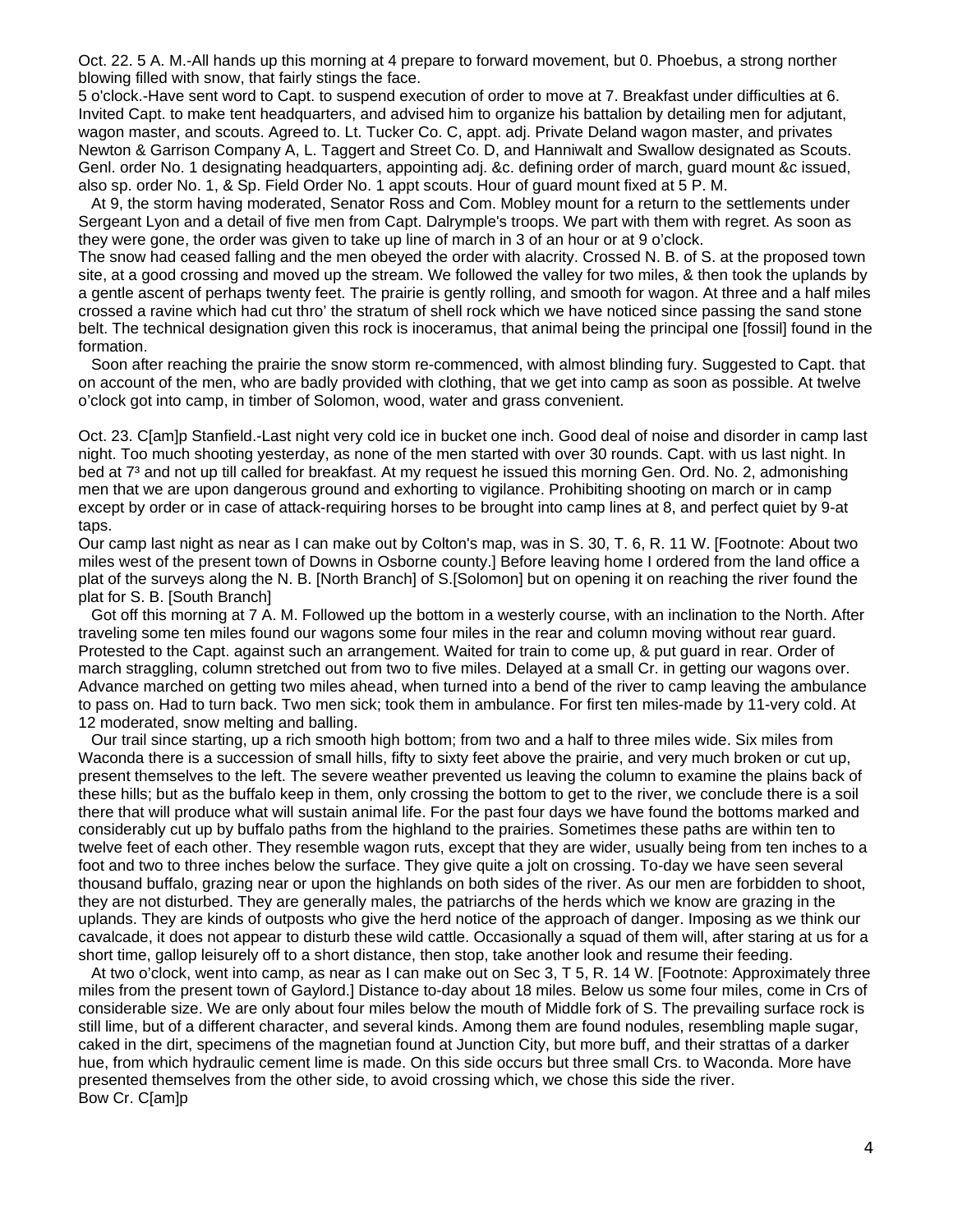Oct. 22. 5 A. M.-All hands up this morning at 4 prepare to forward movement, but 0. Phoebus, a strong norther blowing filled with snow, that fairly stings the face.

5 o'clock.-Have sent word to Capt. to suspend execution of order to move at 7. Breakfast under difficulties at 6. Invited Capt. to make tent headquarters, and advised him to organize his battalion by detailing men for adjutant, wagon master, and scouts. Agreed to. Lt. Tucker Co. C, appt. adj. Private Deland wagon master, and privates Newton & Garrison Company A, L. Taggert and Street Co. D, and Hanniwalt and Swallow designated as Scouts. Genl. order No. 1 designating headquarters, appointing adj. &c. defining order of march, guard mount &c issued, also sp. order No. 1, & Sp. Field Order No. 1 appt scouts. Hour of guard mount fixed at 5 P. M.

At 9, the storm having moderated, Senator Ross and Com. Mobley mount for a return to the settlements under Sergeant Lyon and a detail of five men from Capt. Dalrymple's troops. We part with them with regret. As soon as they were gone, the order was given to take up line of march in 3 of an hour or at 9 o'clock.

The snow had ceased falling and the men obeyed the order with alacrity. Crossed N. B. of S. at the proposed town site, at a good crossing and moved up the stream. We followed the valley for two miles, & then took the uplands by a gentle ascent of perhaps twenty feet. The prairie is gently rolling, and smooth for wagon. At three and a half miles crossed a ravine which had cut thro' the stratum of shell rock which we have noticed since passing the sand stone belt. The technical designation given this rock is inoceramus, that animal being the principal one [fossil] found in the formation.

Soon after reaching the prairie the snow storm re-commenced, with almost blinding fury. Suggested to Capt. that on account of the men, who are badly provided with clothing, that we get into camp as soon as possible. At twelve o'clock got into camp, in timber of Solomon, wood, water and grass convenient.

Oct. 23. C[am]p Stanfield.-Last night very cold ice in bucket one inch. Good deal of noise and disorder in camp last night. Too much shooting yesterday, as none of the men started with over 30 rounds. Capt. with us last night. In bed at 7³ and not up till called for breakfast. At my request he issued this morning Gen. Ord. No. 2, admonishing men that we are upon dangerous ground and exhorting to vigilance. Prohibiting shooting on march or in camp except by order or in case of attack-requiring horses to be brought into camp lines at 8, and perfect quiet by 9-at taps.

Our camp last night as near as I can make out by Colton's map, was in S. 30, T. 6, R. 11 W. [Footnote: About two miles west of the present town of Downs in Osborne county.] Before leaving home I ordered from the land office a plat of the surveys along the N. B. [North Branch] of S.[Solomon] but on opening it on reaching the river found the plat for S. B. [South Branch]

Got off this morning at 7 A. M. Followed up the bottom in a westerly course, with an inclination to the North. After traveling some ten miles found our wagons some four miles in the rear and column moving without rear guard. Protested to the Capt. against such an arrangement. Waited for train to come up, & put guard in rear. Order of march straggling, column stretched out from two to five miles. Delayed at a small Cr. in getting our wagons over. Advance marched on getting two miles ahead, when turned into a bend of the river to camp leaving the ambulance to pass on. Had to turn back. Two men sick; took them in ambulance. For first ten miles-made by 11-very cold. At 12 moderated, snow melting and balling.

Our trail since starting, up a rich smooth high bottom; from two and a half to three miles wide. Six miles from Waconda there is a succession of small hills, fifty to sixty feet above the prairie, and very much broken or cut up, present themselves to the left. The severe weather prevented us leaving the column to examine the plains back of these hills; but as the buffalo keep in them, only crossing the bottom to get to the river, we conclude there is a soil there that will produce what will sustain animal life. For the past four days we have found the bottoms marked and considerably cut up by buffalo paths from the highland to the prairies. Sometimes these paths are within ten to twelve feet of each other. They resemble wagon ruts, except that they are wider, usually being from ten inches to a foot and two to three inches below the surface. They give quite a jolt on crossing. To-day we have seen several thousand buffalo, grazing near or upon the highlands on both sides of the river. As our men are forbidden to shoot, they are not disturbed. They are generally males, the patriarchs of the herds which we know are grazing in the uplands. They are kinds of outposts who give the herd notice of the approach of danger. Imposing as we think our cavalcade, it does not appear to disturb these wild cattle. Occasionally a squad of them will, after staring at us for a short time, gallop leisurely off to a short distance, then stop, take another look and resume their feeding.

At two o'clock, went into camp, as near as I can make out on Sec 3, T 5, R. 14 W. [Footnote: Approximately three miles from the present town of Gaylord.] Distance to-day about 18 miles. Below us some four miles, come in Crs of considerable size. We are only about four miles below the mouth of Middle fork of S. The prevailing surface rock is still lime, but of a different character, and several kinds. Among them are found nodules, resembling maple sugar, caked in the dirt, specimens of the magnetian found at Junction City, but more buff, and their strattas of a darker hue, from which hydraulic cement lime is made. On this side occurs but three small Crs. to Waconda. More have presented themselves from the other side, to avoid crossing which, we chose this side the river.

Bow Cr. C[am]p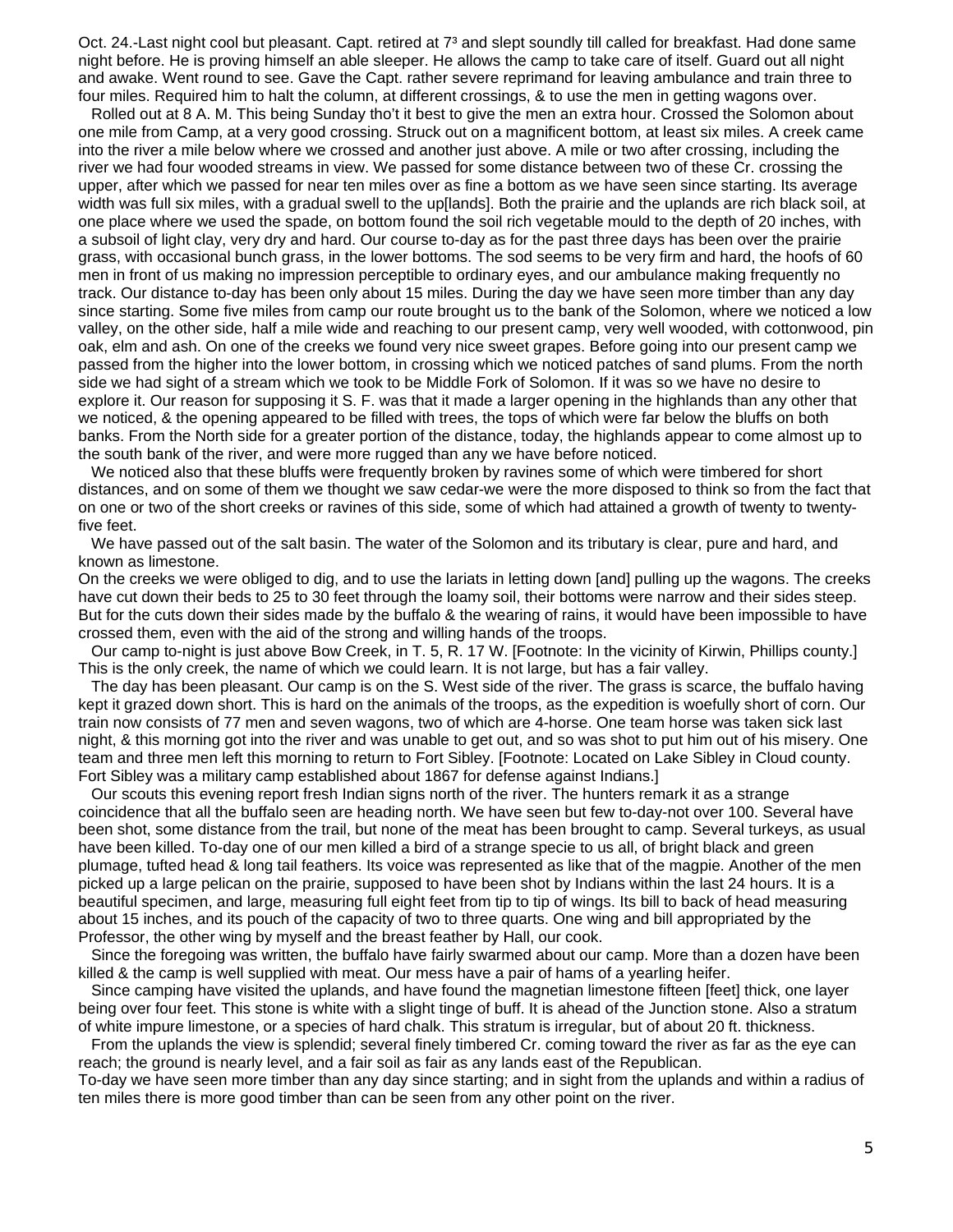Oct. 24.-Last night cool but pleasant. Capt. retired at 7³ and slept soundly till called for breakfast. Had done same night before. He is proving himself an able sleeper. He allows the camp to take care of itself. Guard out all night and awake. Went round to see. Gave the Capt. rather severe reprimand for leaving ambulance and train three to four miles. Required him to halt the column, at different crossings, & to use the men in getting wagons over.

Rolled out at 8 A. M. This being Sunday tho't it best to give the men an extra hour. Crossed the Solomon about one mile from Camp, at a very good crossing. Struck out on a magnificent bottom, at least six miles. A creek came into the river a mile below where we crossed and another just above. A mile or two after crossing, including the river we had four wooded streams in view. We passed for some distance between two of these Cr. crossing the upper, after which we passed for near ten miles over as fine a bottom as we have seen since starting. Its average width was full six miles, with a gradual swell to the up[lands]. Both the prairie and the uplands are rich black soil, at one place where we used the spade, on bottom found the soil rich vegetable mould to the depth of 20 inches, with a subsoil of light clay, very dry and hard. Our course to-day as for the past three days has been over the prairie grass, with occasional bunch grass, in the lower bottoms. The sod seems to be very firm and hard, the hoofs of 60 men in front of us making no impression perceptible to ordinary eyes, and our ambulance making frequently no track. Our distance to-day has been only about 15 miles. During the day we have seen more timber than any day since starting. Some five miles from camp our route brought us to the bank of the Solomon, where we noticed a low valley, on the other side, half a mile wide and reaching to our present camp, very well wooded, with cottonwood, pin oak, elm and ash. On one of the creeks we found very nice sweet grapes. Before going into our present camp we passed from the higher into the lower bottom, in crossing which we noticed patches of sand plums. From the north side we had sight of a stream which we took to be Middle Fork of Solomon. If it was so we have no desire to explore it. Our reason for supposing it S. F. was that it made a larger opening in the highlands than any other that we noticed, & the opening appeared to be filled with trees, the tops of which were far below the bluffs on both banks. From the North side for a greater portion of the distance, today, the highlands appear to come almost up to the south bank of the river, and were more rugged than any we have before noticed.

We noticed also that these bluffs were frequently broken by ravines some of which were timbered for short distances, and on some of them we thought we saw cedar-we were the more disposed to think so from the fact that on one or two of the short creeks or ravines of this side, some of which had attained a growth of twenty to twenty-five feet.

We have passed out of the salt basin. The water of the Solomon and its tributary is clear, pure and hard, and known as limestone.

On the creeks we were obliged to dig, and to use the lariats in letting down [and] pulling up the wagons. The creeks have cut down their beds to 25 to 30 feet through the loamy soil, their bottoms were narrow and their sides steep. But for the cuts down their sides made by the buffalo & the wearing of rains, it would have been impossible to have crossed them, even with the aid of the strong and willing hands of the troops.

Our camp to-night is just above Bow Creek, in T. 5, R. 17 W. [Footnote: In the vicinity of Kirwin, Phillips county.] This is the only creek, the name of which we could learn. It is not large, but has a fair valley.

The day has been pleasant. Our camp is on the S. West side of the river. The grass is scarce, the buffalo having kept it grazed down short. This is hard on the animals of the troops, as the expedition is woefully short of corn. Our train now consists of 77 men and seven wagons, two of which are 4-horse. One team horse was taken sick last night, & this morning got into the river and was unable to get out, and so was shot to put him out of his misery. One team and three men left this morning to return to Fort Sibley. [Footnote: Located on Lake Sibley in Cloud county. Fort Sibley was a military camp established about 1867 for defense against Indians.]

Our scouts this evening report fresh Indian signs north of the river. The hunters remark it as a strange coincidence that all the buffalo seen are heading north. We have seen but few to-day-not over 100. Several have been shot, some distance from the trail, but none of the meat has been brought to camp. Several turkeys, as usual have been killed. To-day one of our men killed a bird of a strange specie to us all, of bright black and green plumage, tufted head & long tail feathers. Its voice was represented as like that of the magpie. Another of the men picked up a large pelican on the prairie, supposed to have been shot by Indians within the last 24 hours. It is a beautiful specimen, and large, measuring full eight feet from tip to tip of wings. Its bill to back of head measuring about 15 inches, and its pouch of the capacity of two to three quarts. One wing and bill appropriated by the Professor, the other wing by myself and the breast feather by Hall, our cook.

Since the foregoing was written, the buffalo have fairly swarmed about our camp. More than a dozen have been killed & the camp is well supplied with meat. Our mess have a pair of hams of a yearling heifer.

Since camping have visited the uplands, and have found the magnetian limestone fifteen [feet] thick, one layer being over four feet. This stone is white with a slight tinge of buff. It is ahead of the Junction stone. Also a stratum of white impure limestone, or a species of hard chalk. This stratum is irregular, but of about 20 ft. thickness.

From the uplands the view is splendid; several finely timbered Cr. coming toward the river as far as the eye can reach; the ground is nearly level, and a fair soil as fair as any lands east of the Republican.

To-day we have seen more timber than any day since starting; and in sight from the uplands and within a radius of ten miles there is more good timber than can be seen from any other point on the river.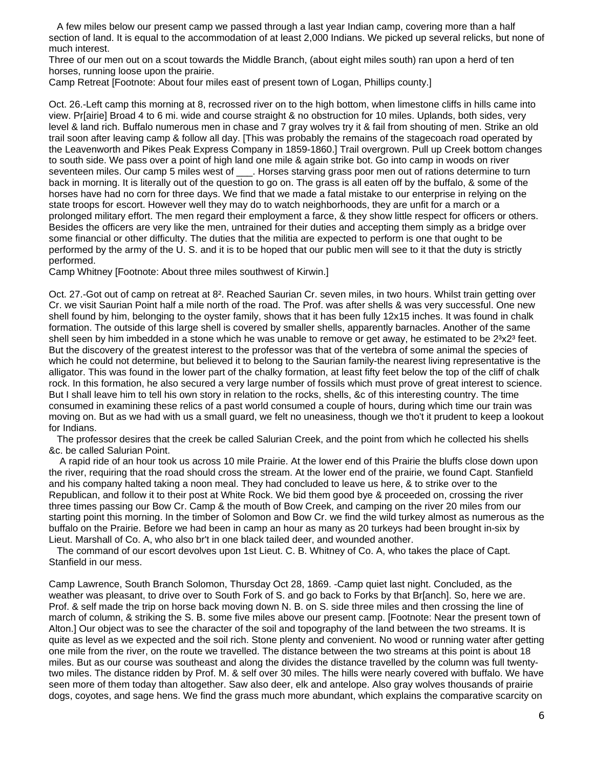A few miles below our present camp we passed through a last year Indian camp, covering more than a half section of land. It is equal to the accommodation of at least 2,000 Indians. We picked up several relicks, but none of much interest.

Three of our men out on a scout towards the Middle Branch, (about eight miles south) ran upon a herd of ten horses, running loose upon the prairie.

Camp Retreat [Footnote: About four miles east of present town of Logan, Phillips county.]

Oct. 26.-Left camp this morning at 8, recrossed river on to the high bottom, when limestone cliffs in hills came into view. Pr[airie] Broad 4 to 6 mi. wide and course straight & no obstruction for 10 miles. Uplands, both sides, very level & land rich. Buffalo numerous men in chase and 7 gray wolves try it & fail from shouting of men. Strike an old trail soon after leaving camp & follow all day. [This was probably the remains of the stagecoach road operated by the Leavenworth and Pikes Peak Express Company in 1859-1860.] Trail overgrown. Pull up Creek bottom changes to south side. We pass over a point of high land one mile & again strike bot. Go into camp in woods on river seventeen miles. Our camp 5 miles west of ___. Horses starving grass poor men out of rations determine to turn back in morning. It is literally out of the question to go on. The grass is all eaten off by the buffalo, & some of the horses have had no corn for three days. We find that we made a fatal mistake to our enterprise in relying on the state troops for escort. However well they may do to watch neighborhoods, they are unfit for a march or a prolonged military effort. The men regard their employment a farce, & they show little respect for officers or others. Besides the officers are very like the men, untrained for their duties and accepting them simply as a bridge over some financial or other difficulty. The duties that the militia are expected to perform is one that ought to be performed by the army of the U. S. and it is to be hoped that our public men will see to it that the duty is strictly performed.

Camp Whitney [Footnote: About three miles southwest of Kirwin.]

Oct. 27.-Got out of camp on retreat at 8². Reached Saurian Cr. seven miles, in two hours. Whilst train getting over Cr. we visit Saurian Point half a mile north of the road. The Prof. was after shells & was very successful. One new shell found by him, belonging to the oyster family, shows that it has been fully 12x15 inches. It was found in chalk formation. The outside of this large shell is covered by smaller shells, apparently barnacles. Another of the same shell seen by him imbedded in a stone which he was unable to remove or get away, he estimated to be 2³x2³ feet. But the discovery of the greatest interest to the professor was that of the vertebra of some animal the species of which he could not determine, but believed it to belong to the Saurian family-the nearest living representative is the alligator. This was found in the lower part of the chalky formation, at least fifty feet below the top of the cliff of chalk rock. In this formation, he also secured a very large number of fossils which must prove of great interest to science. But I shall leave him to tell his own story in relation to the rocks, shells, &c of this interesting country. The time consumed in examining these relics of a past world consumed a couple of hours, during which time our train was moving on. But as we had with us a small guard, we felt no uneasiness, though we tho't it prudent to keep a lookout for Indians.

The professor desires that the creek be called Salurian Creek, and the point from which he collected his shells &c. be called Salurian Point.

A rapid ride of an hour took us across 10 mile Prairie. At the lower end of this Prairie the bluffs close down upon the river, requiring that the road should cross the stream. At the lower end of the prairie, we found Capt. Stanfield and his company halted taking a noon meal. They had concluded to leave us here, & to strike over to the Republican, and follow it to their post at White Rock. We bid them good bye & proceeded on, crossing the river three times passing our Bow Cr. Camp & the mouth of Bow Creek, and camping on the river 20 miles from our starting point this morning. In the timber of Solomon and Bow Cr. we find the wild turkey almost as numerous as the buffalo on the Prairie. Before we had been in camp an hour as many as 20 turkeys had been brought in-six by Lieut. Marshall of Co. A, who also br't in one black tailed deer, and wounded another.

The command of our escort devolves upon 1st Lieut. C. B. Whitney of Co. A, who takes the place of Capt. Stanfield in our mess.

Camp Lawrence, South Branch Solomon, Thursday Oct 28, 1869. -Camp quiet last night. Concluded, as the weather was pleasant, to drive over to South Fork of S. and go back to Forks by that Br[anch]. So, here we are. Prof. & self made the trip on horse back moving down N. B. on S. side three miles and then crossing the line of march of column, & striking the S. B. some five miles above our present camp. [Footnote: Near the present town of Alton.] Our object was to see the character of the soil and topography of the land between the two streams. It is quite as level as we expected and the soil rich. Stone plenty and convenient. No wood or running water after getting one mile from the river, on the route we travelled. The distance between the two streams at this point is about 18 miles. But as our course was southeast and along the divides the distance travelled by the column was full twenty-two miles. The distance ridden by Prof. M. & self over 30 miles. The hills were nearly covered with buffalo. We have seen more of them today than altogether. Saw also deer, elk and antelope. Also gray wolves thousands of prairie dogs, coyotes, and sage hens. We find the grass much more abundant, which explains the comparative scarcity on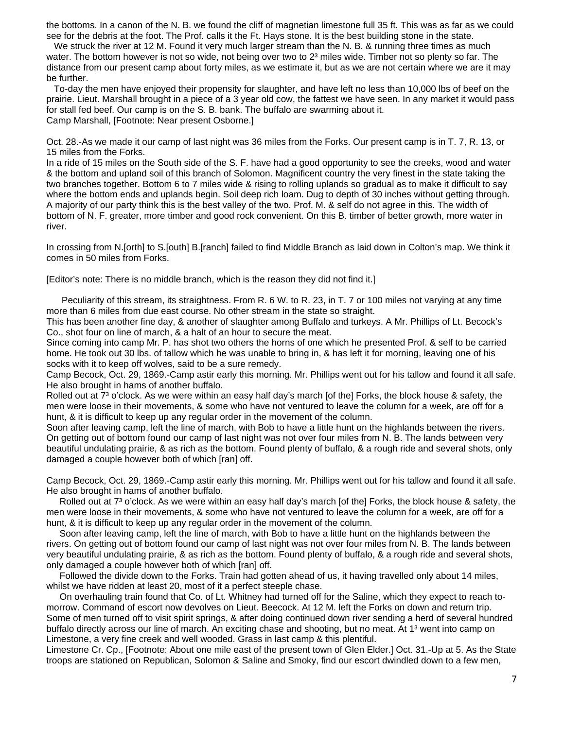the bottoms. In a canon of the N. B. we found the cliff of magnetian limestone full 35 ft. This was as far as we could see for the debris at the foot. The Prof. calls it the Ft. Hays stone. It is the best building stone in the state.

We struck the river at 12 M. Found it very much larger stream than the N. B. & running three times as much water. The bottom however is not so wide, not being over two to 2³ miles wide. Timber not so plenty so far. The distance from our present camp about forty miles, as we estimate it, but as we are not certain where we are it may be further.

To-day the men have enjoyed their propensity for slaughter, and have left no less than 10,000 lbs of beef on the prairie. Lieut. Marshall brought in a piece of a 3 year old cow, the fattest we have seen. In any market it would pass for stall fed beef. Our camp is on the S. B. bank. The buffalo are swarming about it.
Camp Marshall, [Footnote: Near present Osborne.]

Oct. 28.-As we made it our camp of last night was 36 miles from the Forks. Our present camp is in T. 7, R. 13, or 15 miles from the Forks.
In a ride of 15 miles on the South side of the S. F. have had a good opportunity to see the creeks, wood and water & the bottom and upland soil of this branch of Solomon. Magnificent country the very finest in the state taking the two branches together. Bottom 6 to 7 miles wide & rising to rolling uplands so gradual as to make it difficult to say where the bottom ends and uplands begin. Soil deep rich loam. Dug to depth of 30 inches without getting through. A majority of our party think this is the best valley of the two. Prof. M. & self do not agree in this. The width of bottom of N. F. greater, more timber and good rock convenient. On this B. timber of better growth, more water in river.

In crossing from N.[orth] to S.[outh] B.[ranch] failed to find Middle Branch as laid down in Colton's map. We think it comes in 50 miles from Forks.

[Editor's note: There is no middle branch, which is the reason they did not find it.]

Peculiarity of this stream, its straightness. From R. 6 W. to R. 23, in T. 7 or 100 miles not varying at any time more than 6 miles from due east course. No other stream in the state so straight.
This has been another fine day, & another of slaughter among Buffalo and turkeys. A Mr. Phillips of Lt. Becock's Co., shot four on line of march, & a halt of an hour to secure the meat.
Since coming into camp Mr. P. has shot two others the horns of one which he presented Prof. & self to be carried home. He took out 30 lbs. of tallow which he was unable to bring in, & has left it for morning, leaving one of his socks with it to keep off wolves, said to be a sure remedy.
Camp Becock, Oct. 29, 1869.-Camp astir early this morning. Mr. Phillips went out for his tallow and found it all safe. He also brought in hams of another buffalo.
Rolled out at 7³ o'clock. As we were within an easy half day's march [of the] Forks, the block house & safety, the men were loose in their movements, & some who have not ventured to leave the column for a week, are off for a hunt, & it is difficult to keep up any regular order in the movement of the column.
Soon after leaving camp, left the line of march, with Bob to have a little hunt on the highlands between the rivers. On getting out of bottom found our camp of last night was not over four miles from N. B. The lands between very beautiful undulating prairie, & as rich as the bottom. Found plenty of buffalo, & a rough ride and several shots, only damaged a couple however both of which [ran] off.

Camp Becock, Oct. 29, 1869.-Camp astir early this morning. Mr. Phillips went out for his tallow and found it all safe. He also brought in hams of another buffalo.

Rolled out at 7³ o'clock. As we were within an easy half day's march [of the] Forks, the block house & safety, the men were loose in their movements, & some who have not ventured to leave the column for a week, are off for a hunt, & it is difficult to keep up any regular order in the movement of the column.

Soon after leaving camp, left the line of march, with Bob to have a little hunt on the highlands between the rivers. On getting out of bottom found our camp of last night was not over four miles from N. B. The lands between very beautiful undulating prairie, & as rich as the bottom. Found plenty of buffalo, & a rough ride and several shots, only damaged a couple however both of which [ran] off.

Followed the divide down to the Forks. Train had gotten ahead of us, it having travelled only about 14 miles, whilst we have ridden at least 20, most of it a perfect steeple chase.

On overhauling train found that Co. of Lt. Whitney had turned off for the Saline, which they expect to reach to-morrow. Command of escort now devolves on Lieut. Beecock. At 12 M. left the Forks on down and return trip. Some of men turned off to visit spirit springs, & after doing continued down river sending a herd of several hundred buffalo directly across our line of march. An exciting chase and shooting, but no meat. At 1³ went into camp on Limestone, a very fine creek and well wooded. Grass in last camp & this plentiful.
Limestone Cr. Cp., [Footnote: About one mile east of the present town of Glen Elder.] Oct. 31.-Up at 5. As the State troops are stationed on Republican, Solomon & Saline and Smoky, find our escort dwindled down to a few men,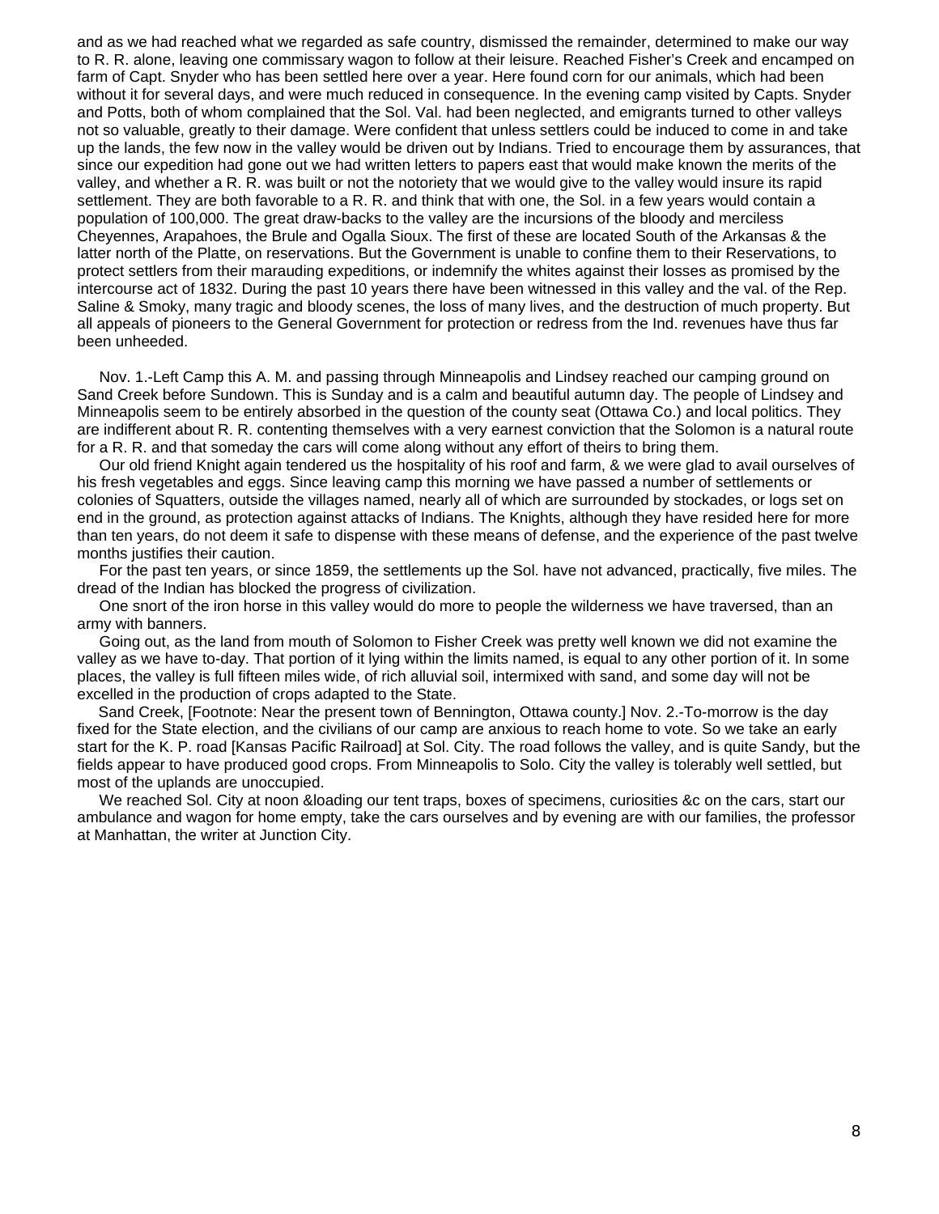and as we had reached what we regarded as safe country, dismissed the remainder, determined to make our way to R. R. alone, leaving one commissary wagon to follow at their leisure. Reached Fisher's Creek and encamped on farm of Capt. Snyder who has been settled here over a year. Here found corn for our animals, which had been without it for several days, and were much reduced in consequence. In the evening camp visited by Capts. Snyder and Potts, both of whom complained that the Sol. Val. had been neglected, and emigrants turned to other valleys not so valuable, greatly to their damage. Were confident that unless settlers could be induced to come in and take up the lands, the few now in the valley would be driven out by Indians. Tried to encourage them by assurances, that since our expedition had gone out we had written letters to papers east that would make known the merits of the valley, and whether a R. R. was built or not the notoriety that we would give to the valley would insure its rapid settlement. They are both favorable to a R. R. and think that with one, the Sol. in a few years would contain a population of 100,000. The great draw-backs to the valley are the incursions of the bloody and merciless Cheyennes, Arapahoes, the Brule and Ogalla Sioux. The first of these are located South of the Arkansas & the latter north of the Platte, on reservations. But the Government is unable to confine them to their Reservations, to protect settlers from their marauding expeditions, or indemnify the whites against their losses as promised by the intercourse act of 1832. During the past 10 years there have been witnessed in this valley and the val. of the Rep. Saline & Smoky, many tragic and bloody scenes, the loss of many lives, and the destruction of much property. But all appeals of pioneers to the General Government for protection or redress from the Ind. revenues have thus far been unheeded.

Nov. 1.-Left Camp this A. M. and passing through Minneapolis and Lindsey reached our camping ground on Sand Creek before Sundown. This is Sunday and is a calm and beautiful autumn day. The people of Lindsey and Minneapolis seem to be entirely absorbed in the question of the county seat (Ottawa Co.) and local politics. They are indifferent about R. R. contenting themselves with a very earnest conviction that the Solomon is a natural route for a R. R. and that someday the cars will come along without any effort of theirs to bring them.

Our old friend Knight again tendered us the hospitality of his roof and farm, & we were glad to avail ourselves of his fresh vegetables and eggs. Since leaving camp this morning we have passed a number of settlements or colonies of Squatters, outside the villages named, nearly all of which are surrounded by stockades, or logs set on end in the ground, as protection against attacks of Indians. The Knights, although they have resided here for more than ten years, do not deem it safe to dispense with these means of defense, and the experience of the past twelve months justifies their caution.

For the past ten years, or since 1859, the settlements up the Sol. have not advanced, practically, five miles. The dread of the Indian has blocked the progress of civilization.

One snort of the iron horse in this valley would do more to people the wilderness we have traversed, than an army with banners.

Going out, as the land from mouth of Solomon to Fisher Creek was pretty well known we did not examine the valley as we have to-day. That portion of it lying within the limits named, is equal to any other portion of it. In some places, the valley is full fifteen miles wide, of rich alluvial soil, intermixed with sand, and some day will not be excelled in the production of crops adapted to the State.

Sand Creek, [Footnote: Near the present town of Bennington, Ottawa county.] Nov. 2.-To-morrow is the day fixed for the State election, and the civilians of our camp are anxious to reach home to vote. So we take an early start for the K. P. road [Kansas Pacific Railroad] at Sol. City. The road follows the valley, and is quite Sandy, but the fields appear to have produced good crops. From Minneapolis to Solo. City the valley is tolerably well settled, but most of the uplands are unoccupied.

We reached Sol. City at noon &loading our tent traps, boxes of specimens, curiosities &c on the cars, start our ambulance and wagon for home empty, take the cars ourselves and by evening are with our families, the professor at Manhattan, the writer at Junction City.